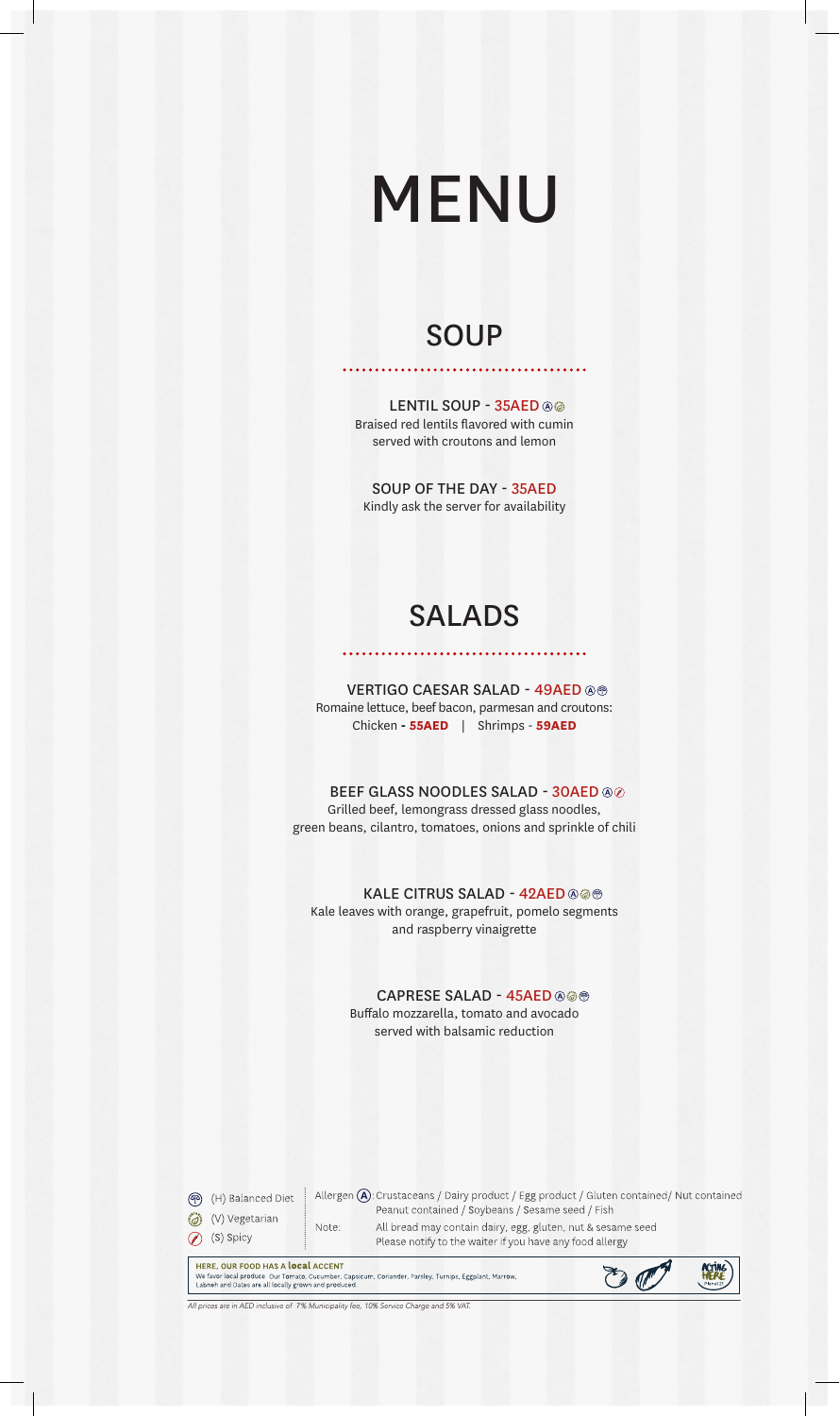# MENU

## SOUP

**LENTIL SOUP - 35AED** Ⓐ (V)
Braised red lentils flavored with cumin served with croutons and lemon

**SOUP OF THE DAY - 35AED**
Kindly ask the server for availability

## SALADS

**VERTIGO CAESAR SALAD - 49AED** Ⓐ (H)
Romaine lettuce, beef bacon, parmesan and croutons:
Chicken - **55AED** | Shrimps - **59AED**

**BEEF GLASS NOODLES SALAD - 30AED** Ⓐ (S)
Grilled beef, lemongrass dressed glass noodles, green beans, cilantro, tomatoes, onions and sprinkle of chili

**KALE CITRUS SALAD - 42AED** Ⓐ (V) (H)
Kale leaves with orange, grapefruit, pomelo segments and raspberry vinaigrette

**CAPRESE SALAD - 45AED** Ⓐ (V) (H)
Buffalo mozzarella, tomato and avocado served with balsamic reduction

(H) Balanced Diet
(V) Vegetarian
(S) Spicy

Allergen Ⓐ: Crustaceans / Dairy product / Egg product / Gluten contained/ Nut contained Peanut contained / Soybeans / Sesame seed / Fish

Note: All bread may contain dairy, egg, gluten, nut & sesame seed
Please notify to the waiter if you have any food allergy

**HERE, OUR FOOD HAS A local ACCENT**
We favor local produce. Our Tomato, Cucumber, Capsicum, Coriander, Parsley, Turnips, Eggplant, Marrow, Labneh and Dates are all locally grown and produced.

*All prices are in AED inclusive of 7% Municipality fee, 10% Service Charge and 5% VAT.*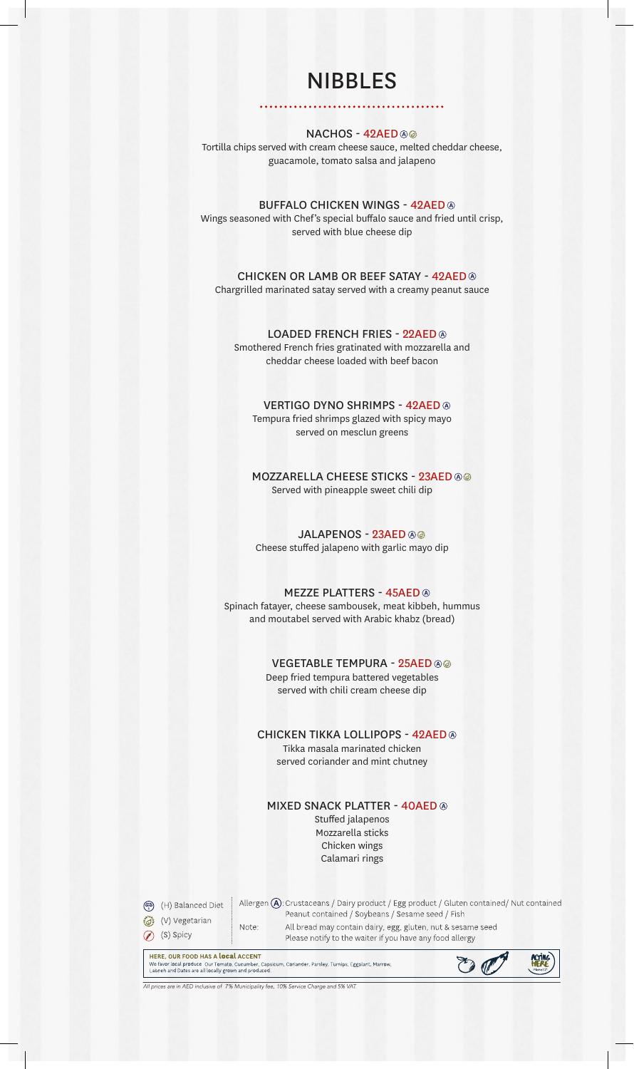# NIBBLES

**NACHOS - 42AED** Ⓐ (V)
Tortilla chips served with cream cheese sauce, melted cheddar cheese, guacamole, tomato salsa and jalapeno

**BUFFALO CHICKEN WINGS - 42AED** Ⓐ
Wings seasoned with Chef's special buffalo sauce and fried until crisp, served with blue cheese dip

**CHICKEN OR LAMB OR BEEF SATAY - 42AED** Ⓐ
Chargrilled marinated satay served with a creamy peanut sauce

**LOADED FRENCH FRIES - 22AED** Ⓐ
Smothered French fries gratinated with mozzarella and cheddar cheese loaded with beef bacon

**VERTIGO DYNO SHRIMPS - 42AED** Ⓐ
Tempura fried shrimps glazed with spicy mayo served on mesclun greens

**MOZZARELLA CHEESE STICKS - 23AED** Ⓐ (V)
Served with pineapple sweet chili dip

**JALAPENOS - 23AED** Ⓐ (V)
Cheese stuffed jalapeno with garlic mayo dip

**MEZZE PLATTERS - 45AED** Ⓐ
Spinach fatayer, cheese sambousek, meat kibbeh, hummus and moutabel served with Arabic khabz (bread)

**VEGETABLE TEMPURA - 25AED** Ⓐ (V)
Deep fried tempura battered vegetables served with chili cream cheese dip

**CHICKEN TIKKA LOLLIPOPS - 42AED** Ⓐ
Tikka masala marinated chicken served coriander and mint chutney

**MIXED SNACK PLATTER - 40AED** Ⓐ
Stuffed jalapenos
Mozzarella sticks
Chicken wings
Calamari rings

(H) Balanced Diet
(V) Vegetarian
(S) Spicy

Allergen Ⓐ: Crustaceans / Dairy product / Egg product / Gluten contained/ Nut contained Peanut contained / Soybeans / Sesame seed / Fish

Note: All bread may contain dairy, egg, gluten, nut & sesame seed
Please notify to the waiter if you have any food allergy

**HERE, OUR FOOD HAS A local ACCENT**
We favor local produce. Our Tomato, Cucumber, Capsicum, Coriander, Parsley, Turnips, Eggplant, Marrow, Labneh and Dates are all locally grown and produced.

*All prices are in AED inclusive of 7% Municipality fee, 10% Service Charge and 5% VAT.*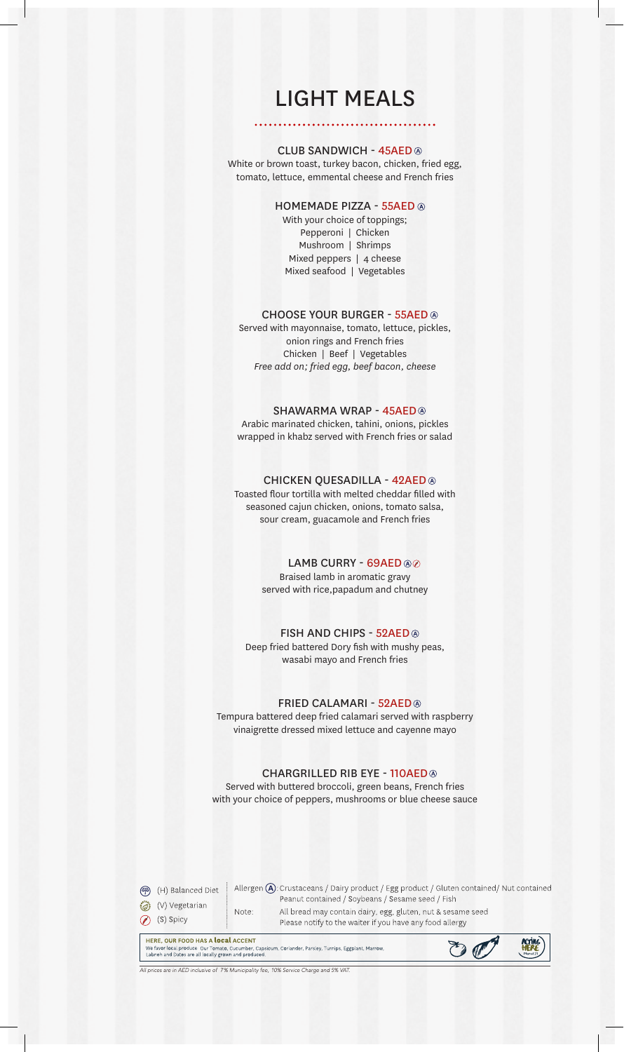# LIGHT MEALS

### CLUB SANDWICH - 45AED Ⓐ

White or brown toast, turkey bacon, chicken, fried egg, tomato, lettuce, emmental cheese and French fries

### HOMEMADE PIZZA - 55AED Ⓐ

With your choice of toppings;
Pepperoni | Chicken
Mushroom | Shrimps
Mixed peppers | 4 cheese
Mixed seafood | Vegetables

### CHOOSE YOUR BURGER - 55AED Ⓐ

Served with mayonnaise, tomato, lettuce, pickles, onion rings and French fries
Chicken | Beef | Vegetables
*Free add on; fried egg, beef bacon, cheese*

### SHAWARMA WRAP - 45AED Ⓐ

Arabic marinated chicken, tahini, onions, pickles wrapped in khabz served with French fries or salad

### CHICKEN QUESADILLA - 42AED Ⓐ

Toasted flour tortilla with melted cheddar filled with seasoned cajun chicken, onions, tomato salsa, sour cream, guacamole and French fries

### LAMB CURRY - 69AED Ⓐ (S)

Braised lamb in aromatic gravy served with rice,papadum and chutney

### FISH AND CHIPS - 52AED Ⓐ

Deep fried battered Dory fish with mushy peas, wasabi mayo and French fries

### FRIED CALAMARI - 52AED Ⓐ

Tempura battered deep fried calamari served with raspberry vinaigrette dressed mixed lettuce and cayenne mayo

### CHARGRILLED RIB EYE - 110AED Ⓐ

Served with buttered broccoli, green beans, French fries with your choice of peppers, mushrooms or blue cheese sauce

(H) Balanced Diet
(V) Vegetarian
(S) Spicy

Allergen Ⓐ: Crustaceans / Dairy product / Egg product / Gluten contained/ Nut contained Peanut contained / Soybeans / Sesame seed / Fish

Note: All bread may contain dairy, egg, gluten, nut & sesame seed
Please notify to the waiter if you have any food allergy

**HERE, OUR FOOD HAS A local ACCENT**
We favor local produce. Our Tomato, Cucumber, Capsicum, Coriander, Parsley, Turnips, Eggplant, Marrow, Labneh and Dates are all locally grown and produced.

*All prices are in AED inclusive of 7% Municipality fee, 10% Service Charge and 5% VAT.*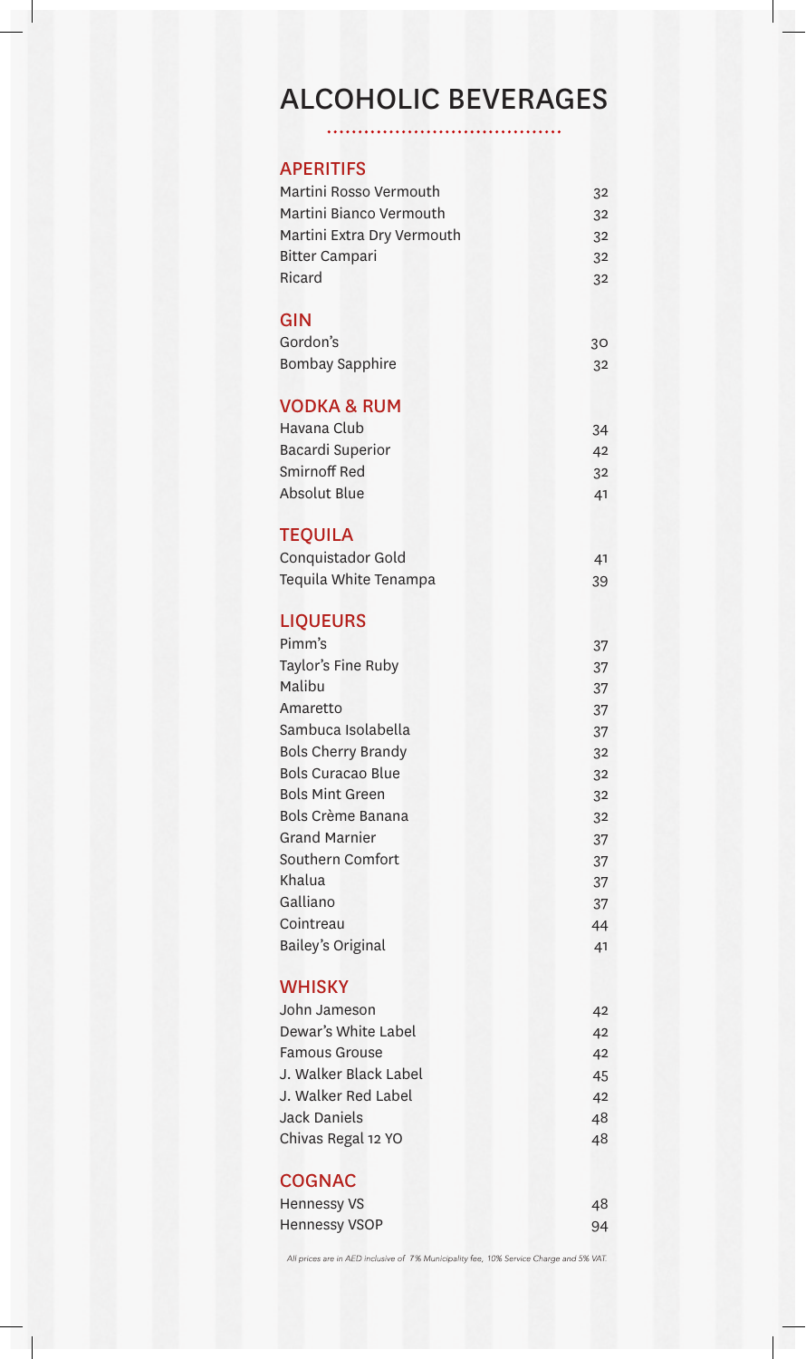# ALCOHOLIC BEVERAGES

## APERITIFS

| | |
|---|---|
| Martini Rosso Vermouth | 32 |
| Martini Bianco Vermouth | 32 |
| Martini Extra Dry Vermouth | 32 |
| Bitter Campari | 32 |
| Ricard | 32 |

## GIN

| | |
|---|---|
| Gordon's | 30 |
| Bombay Sapphire | 32 |

## VODKA & RUM

| | |
|---|---|
| Havana Club | 34 |
| Bacardi Superior | 42 |
| Smirnoff Red | 32 |
| Absolut Blue | 41 |

## TEQUILA

| | |
|---|---|
| Conquistador Gold | 41 |
| Tequila White Tenampa | 39 |

## LIQUEURS

| | |
|---|---|
| Pimm's | 37 |
| Taylor's Fine Ruby | 37 |
| Malibu | 37 |
| Amaretto | 37 |
| Sambuca Isolabella | 37 |
| Bols Cherry Brandy | 32 |
| Bols Curacao Blue | 32 |
| Bols Mint Green | 32 |
| Bols Crème Banana | 32 |
| Grand Marnier | 37 |
| Southern Comfort | 37 |
| Khalua | 37 |
| Galliano | 37 |
| Cointreau | 44 |
| Bailey's Original | 41 |

## WHISKY

| | |
|---|---|
| John Jameson | 42 |
| Dewar's White Label | 42 |
| Famous Grouse | 42 |
| J. Walker Black Label | 45 |
| J. Walker Red Label | 42 |
| Jack Daniels | 48 |
| Chivas Regal 12 YO | 48 |

## COGNAC

| | |
|---|---|
| Hennessy VS | 48 |
| Hennessy VSOP | 94 |

*All prices are in AED inclusive of 7% Municipality fee, 10% Service Charge and 5% VAT.*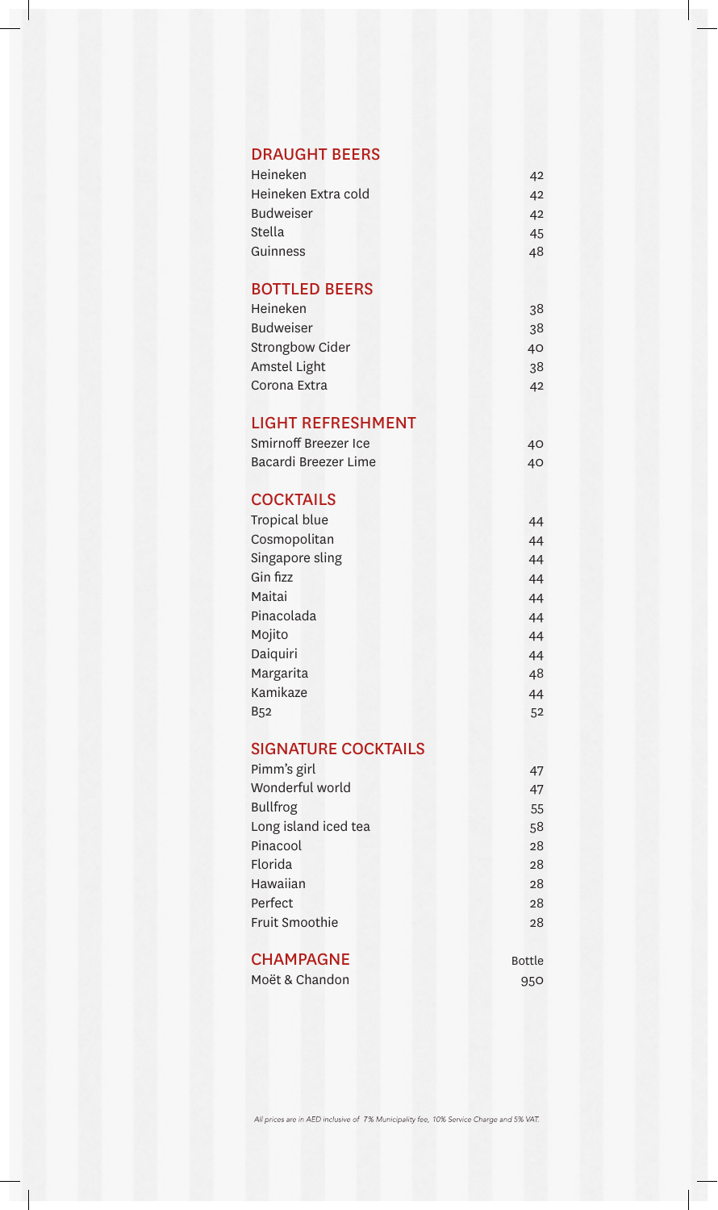## DRAUGHT BEERS

| | |
|---|---|
| Heineken | 42 |
| Heineken Extra cold | 42 |
| Budweiser | 42 |
| Stella | 45 |
| Guinness | 48 |

## BOTTLED BEERS

| | |
|---|---|
| Heineken | 38 |
| Budweiser | 38 |
| Strongbow Cider | 40 |
| Amstel Light | 38 |
| Corona Extra | 42 |

## LIGHT REFRESHMENT

| | |
|---|---|
| Smirnoff Breezer Ice | 40 |
| Bacardi Breezer Lime | 40 |

## COCKTAILS

| | |
|---|---|
| Tropical blue | 44 |
| Cosmopolitan | 44 |
| Singapore sling | 44 |
| Gin fizz | 44 |
| Maitai | 44 |
| Pinacolada | 44 |
| Mojito | 44 |
| Daiquiri | 44 |
| Margarita | 48 |
| Kamikaze | 44 |
| B52 | 52 |

## SIGNATURE COCKTAILS

| | |
|---|---|
| Pimm's girl | 47 |
| Wonderful world | 47 |
| Bullfrog | 55 |
| Long island iced tea | 58 |
| Pinacool | 28 |
| Florida | 28 |
| Hawaiian | 28 |
| Perfect | 28 |
| Fruit Smoothie | 28 |

## CHAMPAGNE

| | Bottle |
|---|---|
| Moët & Chandon | 950 |

*All prices are in AED inclusive of 7% Municipality fee, 10% Service Charge and 5% VAT.*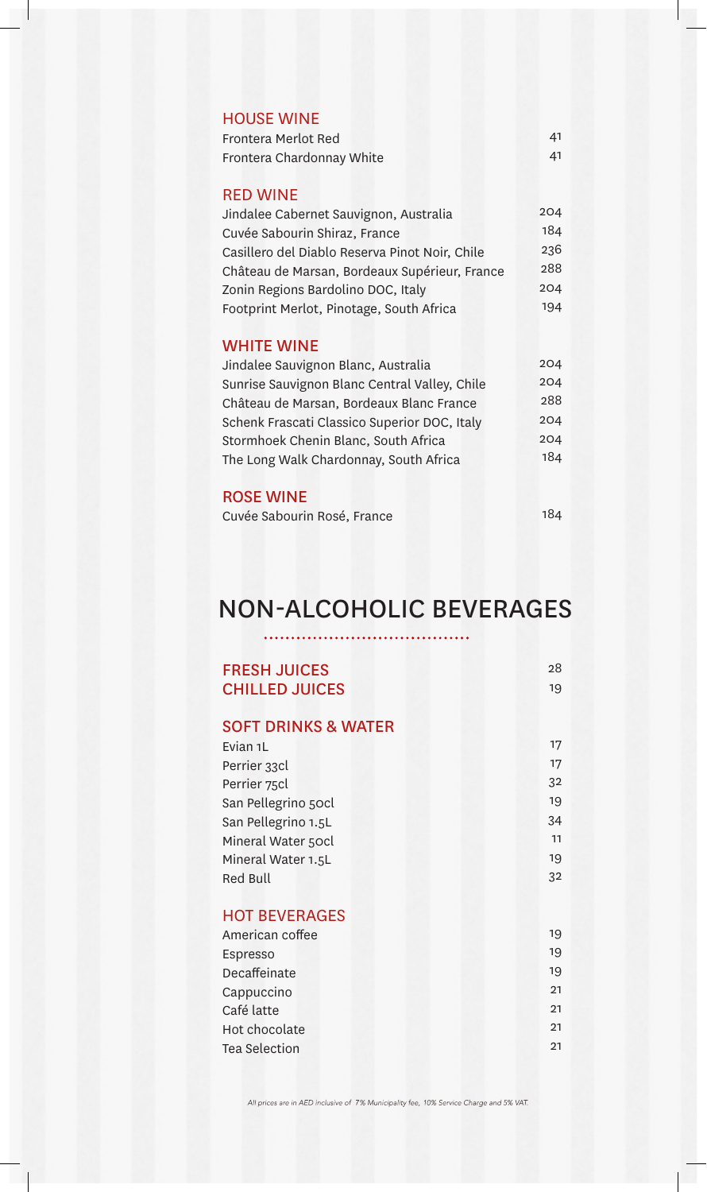### HOUSE WINE

| | |
|---|---|
| Frontera Merlot Red | 41 |
| Frontera Chardonnay White | 41 |

### RED WINE

| | |
|---|---|
| Jindalee Cabernet Sauvignon, Australia | 204 |
| Cuvée Sabourin Shiraz, France | 184 |
| Casillero del Diablo Reserva Pinot Noir, Chile | 236 |
| Château de Marsan, Bordeaux Supérieur, France | 288 |
| Zonin Regions Bardolino DOC, Italy | 204 |
| Footprint Merlot, Pinotage, South Africa | 194 |

### WHITE WINE

| | |
|---|---|
| Jindalee Sauvignon Blanc, Australia | 204 |
| Sunrise Sauvignon Blanc Central Valley, Chile | 204 |
| Château de Marsan, Bordeaux Blanc France | 288 |
| Schenk Frascati Classico Superior DOC, Italy | 204 |
| Stormhoek Chenin Blanc, South Africa | 204 |
| The Long Walk Chardonnay, South Africa | 184 |

### ROSE WINE

| | |
|---|---|
| Cuvée Sabourin Rosé, France | 184 |

## NON-ALCOHOLIC BEVERAGES

| | |
|---|---|
| FRESH JUICES | 28 |
| CHILLED JUICES | 19 |

### SOFT DRINKS & WATER

| | |
|---|---|
| Evian 1L | 17 |
| Perrier 33cl | 17 |
| Perrier 75cl | 32 |
| San Pellegrino 50cl | 19 |
| San Pellegrino 1.5L | 34 |
| Mineral Water 50cl | 11 |
| Mineral Water 1.5L | 19 |
| Red Bull | 32 |

### HOT BEVERAGES

| | |
|---|---|
| American coffee | 19 |
| Espresso | 19 |
| Decaffeinate | 19 |
| Cappuccino | 21 |
| Café latte | 21 |
| Hot chocolate | 21 |
| Tea Selection | 21 |

*All prices are in AED inclusive of 7% Municipality fee, 10% Service Charge and 5% VAT.*